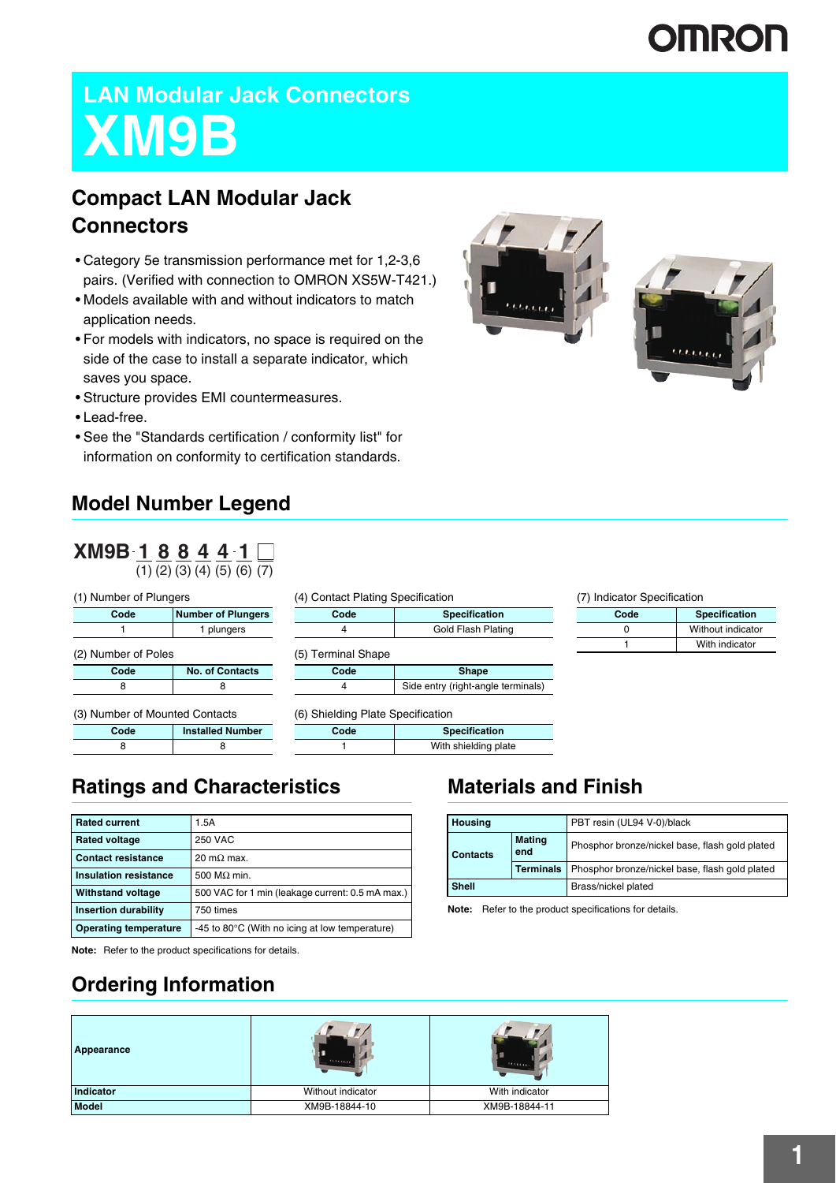# LAN Modular Jack Connectors

# XM9B

## Compact LAN Modular Jack Connectors

- Category 5e transmission performance met for 1,2-3,6 pairs. (Verified with connection to OMRON XS5W-T421.)
- Models available with and without indicators to match application needs.
- For models with indicators, no space is required on the side of the case to install a separate indicator, which saves you space.
- Structure provides EMI countermeasures.
- Lead-free.
- See the "Standards certification / conformity list" for information on conformity to certification standards.

## Model Number Legend

**XM9B-1 8 8 4 4-1 □**
(1) (2) (3) (4) (5) (6) (7)

(1) Number of Plungers

| Code | Number of Plungers |
|---|---|
| 1 | 1 plungers |

(2) Number of Poles

| Code | No. of Contacts |
|---|---|
| 8 | 8 |

(3) Number of Mounted Contacts

| Code | Installed Number |
|---|---|
| 8 | 8 |

(4) Contact Plating Specification

| Code | Specification |
|---|---|
| 4 | Gold Flash Plating |

(5) Terminal Shape

| Code | Shape |
|---|---|
| 4 | Side entry (right-angle terminals) |

(6) Shielding Plate Specification

| Code | Specification |
|---|---|
| 1 | With shielding plate |

(7) Indicator Specification

| Code | Specification |
|---|---|
| 0 | Without indicator |
| 1 | With indicator |

## Ratings and Characteristics

| | |
|---|---|
| **Rated current** | 1.5A |
| **Rated voltage** | 250 VAC |
| **Contact resistance** | 20 mΩ max. |
| **Insulation resistance** | 500 MΩ min. |
| **Withstand voltage** | 500 VAC for 1 min (leakage current: 0.5 mA max.) |
| **Insertion durability** | 750 times |
| **Operating temperature** | -45 to 80°C (With no icing at low temperature) |

**Note:** Refer to the product specifications for details.

## Materials and Finish

| | | |
|---|---|---|
| **Housing** | | PBT resin (UL94 V-0)/black |
| **Contacts** | **Mating end** | Phosphor bronze/nickel base, flash gold plated |
| | **Terminals** | Phosphor bronze/nickel base, flash gold plated |
| **Shell** | | Brass/nickel plated |

**Note:** Refer to the product specifications for details.

## Ordering Information

| **Appearance** | | |
|---|---|---|
| **Indicator** | Without indicator | With indicator |
| **Model** | XM9B-18844-10 | XM9B-18844-11 |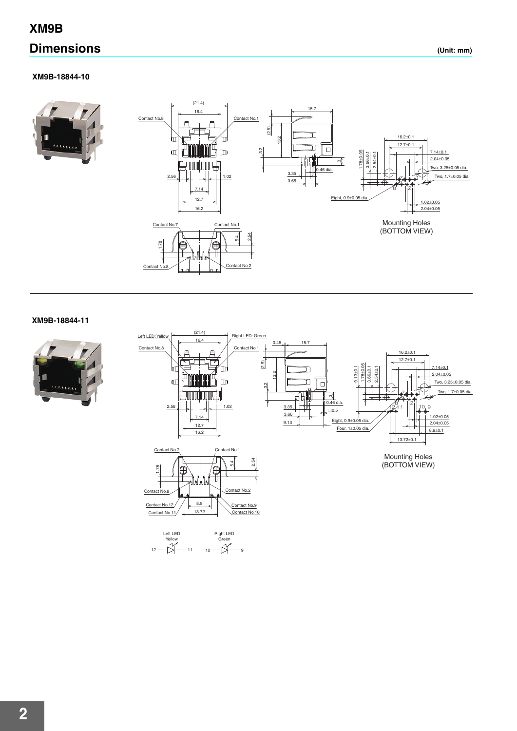# XM9B

## Dimensions

(Unit: mm)

### XM9B-18844-10

Contact No.8 Contact No.1

(21.4) 16.4

2.56 1.02 7.14 12.7 16.2

15.7 (2.5) 13.2 3.2 3 0.46 dia. 3.35 3.66

Contact No.7 Contact No.1 1.78 5.4 2.54 Contact No.8 Contact No.2

16.2±0.1 12.7±0.1 7.14±0.1 2.04±0.05 Two, 3.25±0.05 dia. Two, 1.7±0.05 dia. 1.78±0.05 3.66±0.1 2.54±0.1 Eight, 0.9±0.05 dia. 1.02±0.05 2.04±0.05

Mounting Holes (BOTTOM VIEW)

### XM9B-18844-11

Left LED: Yellow Right LED: Green Contact No.8 Contact No.1

(21.4) 16.4

2.56 1.02 7.14 12.7 16.2

0.45 15.7 (2.5) 13.2 3.2 3 0.46 dia. 3.35 □0.5 3.66 9.13

Contact No.7 Contact No.1 1.78 5.4 2.54 Contact No.8 Contact No.2 Contact No.12 Contact No.9 Contact No.11 Contact No.10 8.9 13.72

Left LED Yellow 12 11 Right LED Green 10 9

16.2±0.1 12.7±0.1 7.14±0.1 2.04±0.05 Two, 3.25±0.05 dia. Two, 1.7±0.05 dia. 9.13±0.1 1.78±0.05 3.66±0.1 2.54±0.1 Eight, 0.9±0.05 dia. Four, 1±0.05 dia. 1.02±0.05 2.04±0.05 8.9±0.1 13.72±0.1

Mounting Holes (BOTTOM VIEW)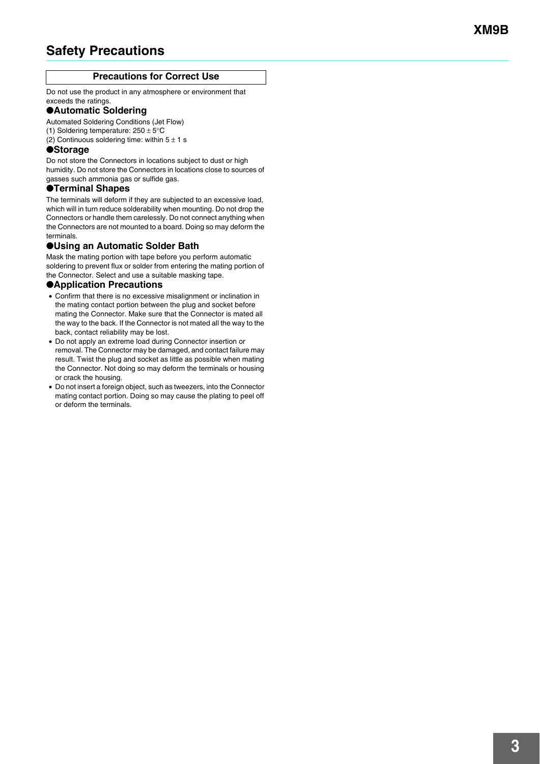# Safety Precautions

## Precautions for Correct Use

Do not use the product in any atmosphere or environment that exceeds the ratings.

### ●Automatic Soldering

Automated Soldering Conditions (Jet Flow)
(1) Soldering temperature: 250 ± 5°C
(2) Continuous soldering time: within 5 ± 1 s

### ●Storage

Do not store the Connectors in locations subject to dust or high humidity. Do not store the Connectors in locations close to sources of gasses such ammonia gas or sulfide gas.

### ●Terminal Shapes

The terminals will deform if they are subjected to an excessive load, which will in turn reduce solderability when mounting. Do not drop the Connectors or handle them carelessly. Do not connect anything when the Connectors are not mounted to a board. Doing so may deform the terminals.

### ●Using an Automatic Solder Bath

Mask the mating portion with tape before you perform automatic soldering to prevent flux or solder from entering the mating portion of the Connector. Select and use a suitable masking tape.

### ●Application Precautions

- Confirm that there is no excessive misalignment or inclination in the mating contact portion between the plug and socket before mating the Connector. Make sure that the Connector is mated all the way to the back. If the Connector is not mated all the way to the back, contact reliability may be lost.
- Do not apply an extreme load during Connector insertion or removal. The Connector may be damaged, and contact failure may result. Twist the plug and socket as little as possible when mating the Connector. Not doing so may deform the terminals or housing or crack the housing.
- Do not insert a foreign object, such as tweezers, into the Connector mating contact portion. Doing so may cause the plating to peel off or deform the terminals.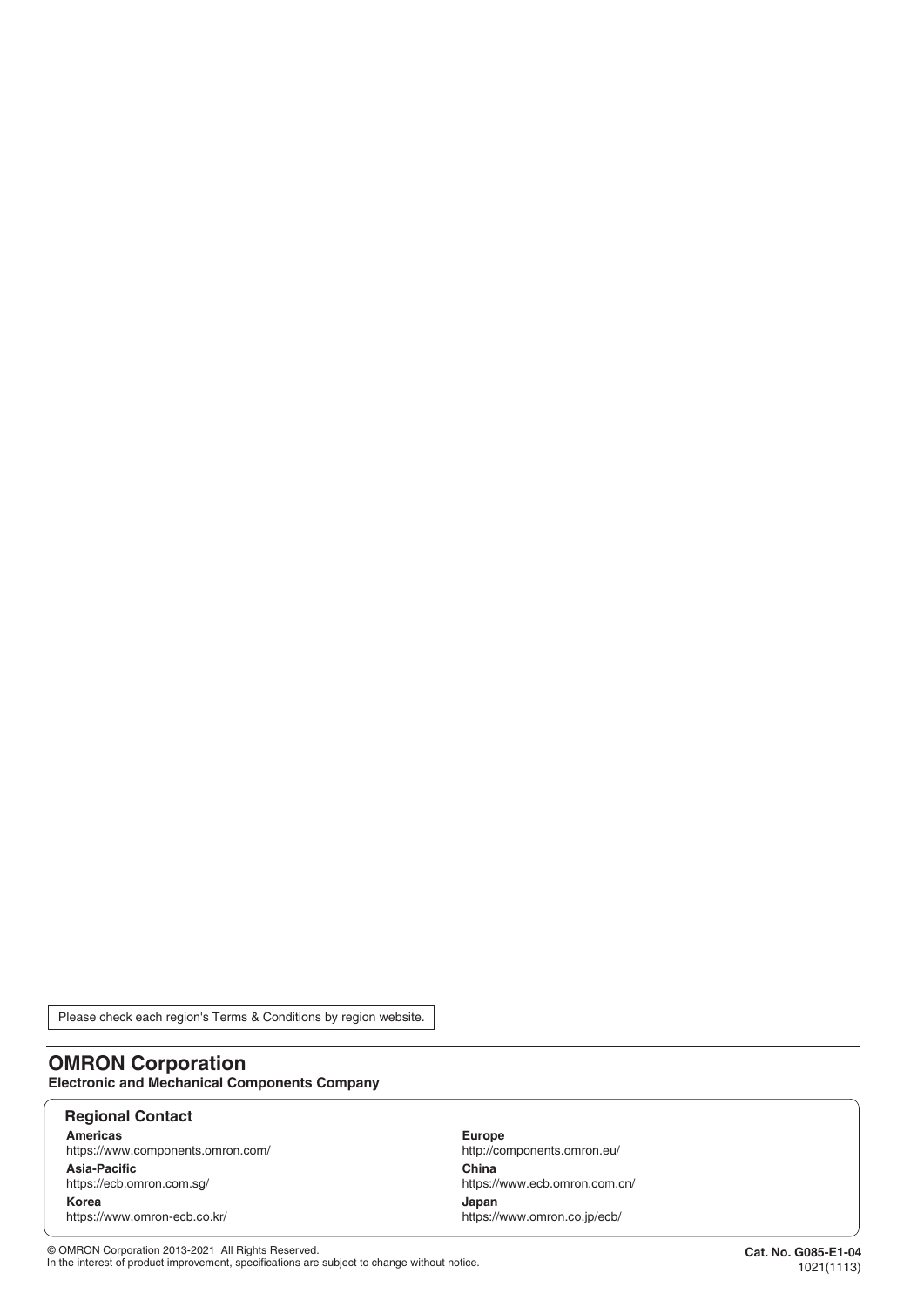Please check each region's Terms & Conditions by region website.

## OMRON Corporation

**Electronic and Mechanical Components Company**

### Regional Contact

**Americas**
https://www.components.omron.com/

**Asia-Pacific**
https://ecb.omron.com.sg/

**Korea**
https://www.omron-ecb.co.kr/

**Europe**
http://components.omron.eu/

**China**
https://www.ecb.omron.com.cn/

**Japan**
https://www.omron.co.jp/ecb/

© OMRON Corporation 2013-2021 All Rights Reserved.
In the interest of product improvement, specifications are subject to change without notice.

**Cat. No. G085-E1-04**
1021(1113)